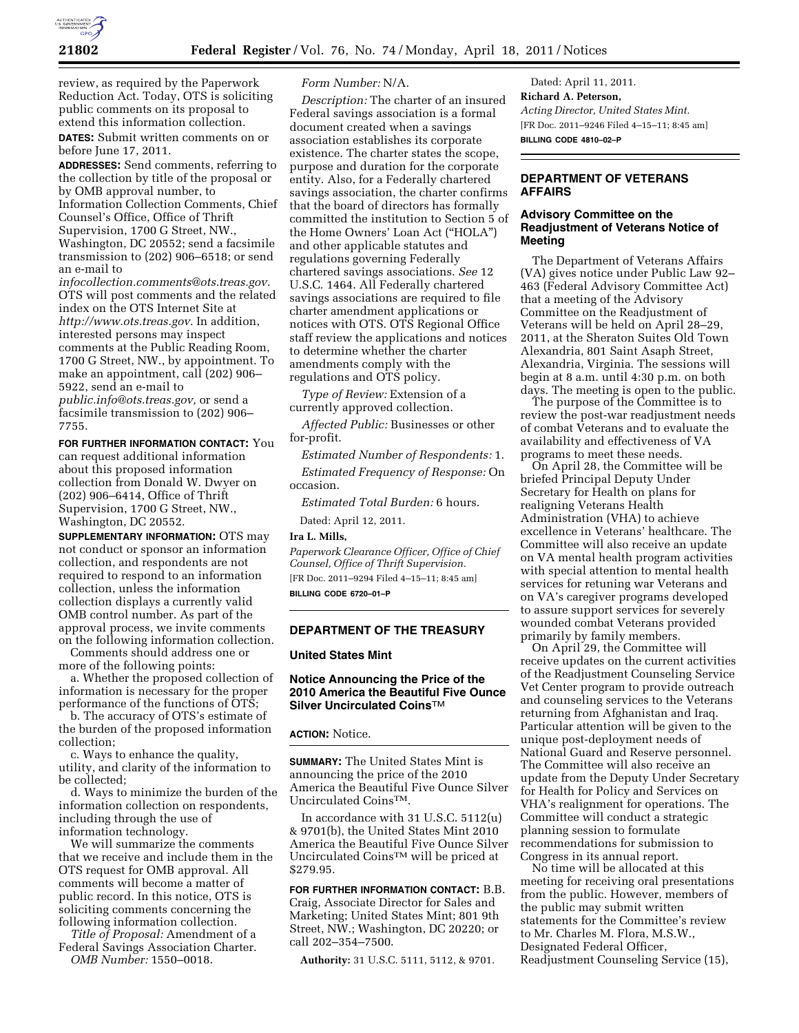review, as required by the Paperwork Reduction Act. Today, OTS is soliciting public comments on its proposal to extend this information collection.

**DATES:** Submit written comments on or before June 17, 2011.

**ADDRESSES:** Send comments, referring to the collection by title of the proposal or by OMB approval number, to Information Collection Comments, Chief Counsel's Office, Office of Thrift Supervision, 1700 G Street, NW., Washington, DC 20552; send a facsimile transmission to (202) 906–6518; or send an e-mail to *infocollection.comments@ots.treas.gov.* OTS will post comments and the related index on the OTS Internet Site at *http://www.ots.treas.gov.* In addition, interested persons may inspect comments at the Public Reading Room, 1700 G Street, NW., by appointment. To make an appointment, call (202) 906–5922, send an e-mail to *public.info@ots.treas.gov,* or send a facsimile transmission to (202) 906–7755.

**FOR FURTHER INFORMATION CONTACT:** You can request additional information about this proposed information collection from Donald W. Dwyer on (202) 906–6414, Office of Thrift Supervision, 1700 G Street, NW., Washington, DC 20552.

**SUPPLEMENTARY INFORMATION:** OTS may not conduct or sponsor an information collection, and respondents are not required to respond to an information collection, unless the information collection displays a currently valid OMB control number. As part of the approval process, we invite comments on the following information collection.

Comments should address one or more of the following points:

a. Whether the proposed collection of information is necessary for the proper performance of the functions of OTS;

b. The accuracy of OTS's estimate of the burden of the proposed information collection;

c. Ways to enhance the quality, utility, and clarity of the information to be collected;

d. Ways to minimize the burden of the information collection on respondents, including through the use of information technology.

We will summarize the comments that we receive and include them in the OTS request for OMB approval. All comments will become a matter of public record. In this notice, OTS is soliciting comments concerning the following information collection.

*Title of Proposal:* Amendment of a Federal Savings Association Charter.

*OMB Number:* 1550–0018.

*Form Number:* N/A.

*Description:* The charter of an insured Federal savings association is a formal document created when a savings association establishes its corporate existence. The charter states the scope, purpose and duration for the corporate entity. Also, for a Federally chartered savings association, the charter confirms that the board of directors has formally committed the institution to Section 5 of the Home Owners' Loan Act ("HOLA") and other applicable statutes and regulations governing Federally chartered savings associations. *See* 12 U.S.C. 1464. All Federally chartered savings associations are required to file charter amendment applications or notices with OTS. OTS Regional Office staff review the applications and notices to determine whether the charter amendments comply with the regulations and OTS policy.

*Type of Review:* Extension of a currently approved collection.

*Affected Public:* Businesses or other for-profit.

*Estimated Number of Respondents:* 1.

*Estimated Frequency of Response:* On occasion.

*Estimated Total Burden:* 6 hours.

Dated: April 12, 2011.

**Ira L. Mills,**

*Paperwork Clearance Officer, Office of Chief Counsel, Office of Thrift Supervision.*

[FR Doc. 2011–9294 Filed 4–15–11; 8:45 am]

**BILLING CODE 6720–01–P**

## DEPARTMENT OF THE TREASURY

### United States Mint

### Notice Announcing the Price of the 2010 America the Beautiful Five Ounce Silver Uncirculated Coins™

**ACTION:** Notice.

**SUMMARY:** The United States Mint is announcing the price of the 2010 America the Beautiful Five Ounce Silver Uncirculated Coins™.

In accordance with 31 U.S.C. 5112(u) & 9701(b), the United States Mint 2010 America the Beautiful Five Ounce Silver Uncirculated Coins™ will be priced at $279.95.

**FOR FURTHER INFORMATION CONTACT:** B.B. Craig, Associate Director for Sales and Marketing; United States Mint; 801 9th Street, NW.; Washington, DC 20220; or call 202–354–7500.

**Authority:** 31 U.S.C. 5111, 5112, & 9701.

Dated: April 11, 2011.

**Richard A. Peterson,**

*Acting Director, United States Mint.*

[FR Doc. 2011–9246 Filed 4–15–11; 8:45 am]

**BILLING CODE 4810–02–P**

## DEPARTMENT OF VETERANS AFFAIRS

### Advisory Committee on the Readjustment of Veterans Notice of Meeting

The Department of Veterans Affairs (VA) gives notice under Public Law 92–463 (Federal Advisory Committee Act) that a meeting of the Advisory Committee on the Readjustment of Veterans will be held on April 28–29, 2011, at the Sheraton Suites Old Town Alexandria, 801 Saint Asaph Street, Alexandria, Virginia. The sessions will begin at 8 a.m. until 4:30 p.m. on both days. The meeting is open to the public.

The purpose of the Committee is to review the post-war readjustment needs of combat Veterans and to evaluate the availability and effectiveness of VA programs to meet these needs.

On April 28, the Committee will be briefed Principal Deputy Under Secretary for Health on plans for realigning Veterans Health Administration (VHA) to achieve excellence in Veterans' healthcare. The Committee will also receive an update on VA mental health program activities with special attention to mental health services for retuning war Veterans and on VA's caregiver programs developed to assure support services for severely wounded combat Veterans provided primarily by family members.

On April 29, the Committee will receive updates on the current activities of the Readjustment Counseling Service Vet Center program to provide outreach and counseling services to the Veterans returning from Afghanistan and Iraq. Particular attention will be given to the unique post-deployment needs of National Guard and Reserve personnel. The Committee will also receive an update from the Deputy Under Secretary for Health for Policy and Services on VHA's realignment for operations. The Committee will conduct a strategic planning session to formulate recommendations for submission to Congress in its annual report.

No time will be allocated at this meeting for receiving oral presentations from the public. However, members of the public may submit written statements for the Committee's review to Mr. Charles M. Flora, M.S.W., Designated Federal Officer, Readjustment Counseling Service (15),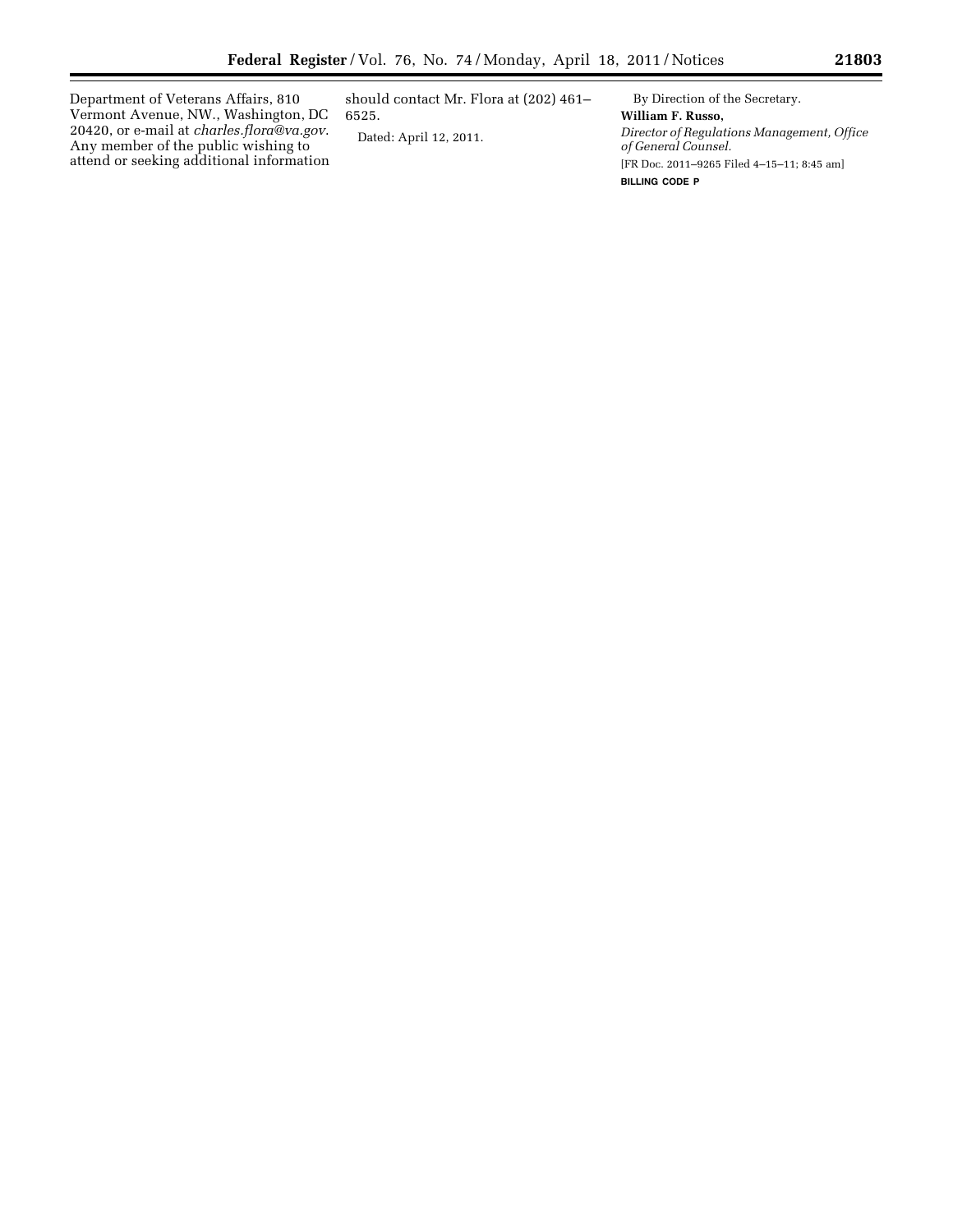Department of Veterans Affairs, 810 Vermont Avenue, NW., Washington, DC 20420, or e-mail at *charles.flora@va.gov*. Any member of the public wishing to attend or seeking additional information should contact Mr. Flora at (202) 461–6525.

Dated: April 12, 2011.

By Direction of the Secretary.

**William F. Russo,**

*Director of Regulations Management, Office of General Counsel.*

[FR Doc. 2011–9265 Filed 4–15–11; 8:45 am]

**BILLING CODE P**